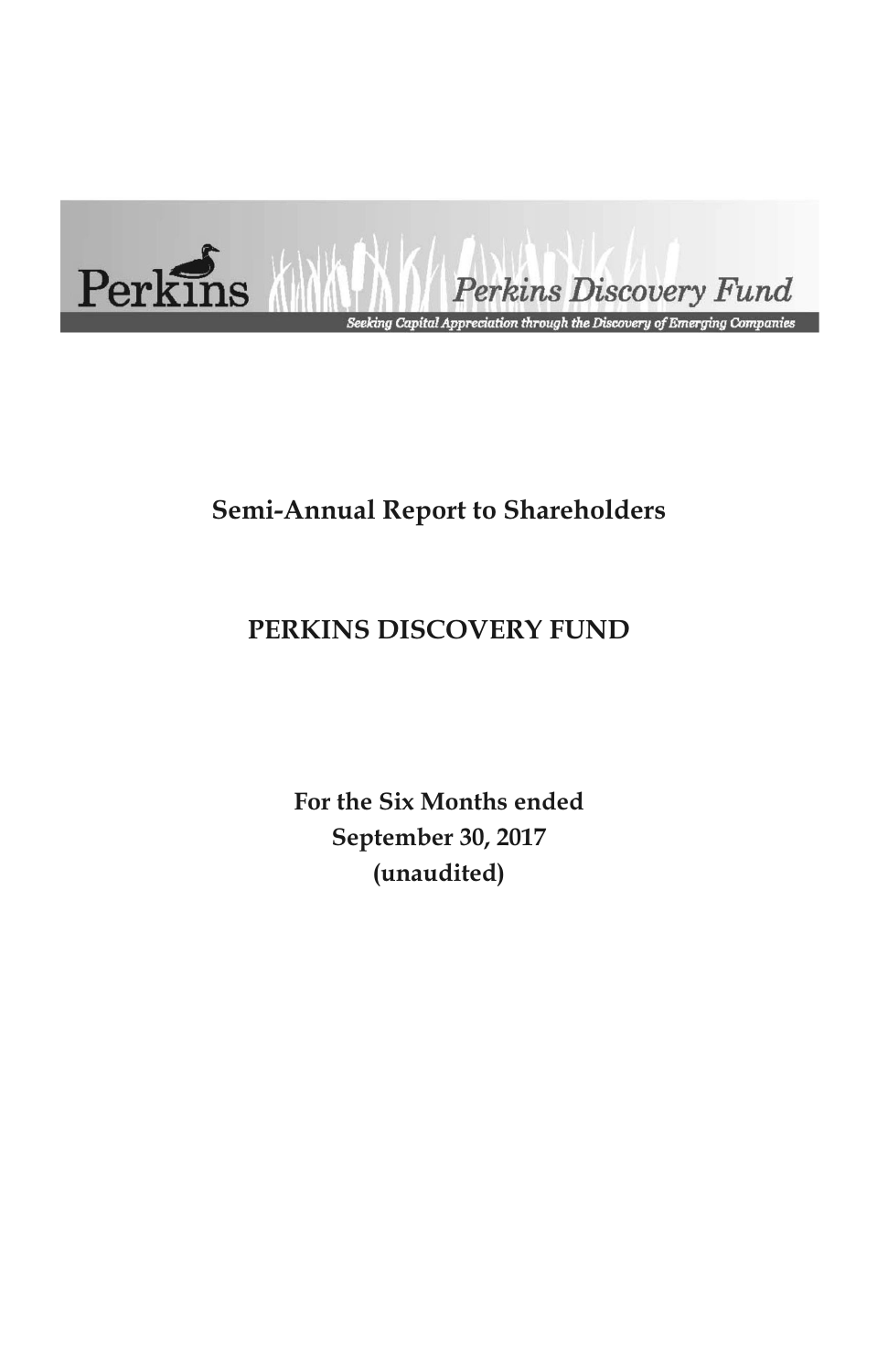Perkins

*Perkins Discovery Fund*

*Seeking Capital Appreciation through the Discovery of Emerging Companies*

# Semi-Annual Report to Shareholders

# PERKINS DISCOVERY FUND

**For the Six Months ended**
**September 30, 2017**
**(unaudited)**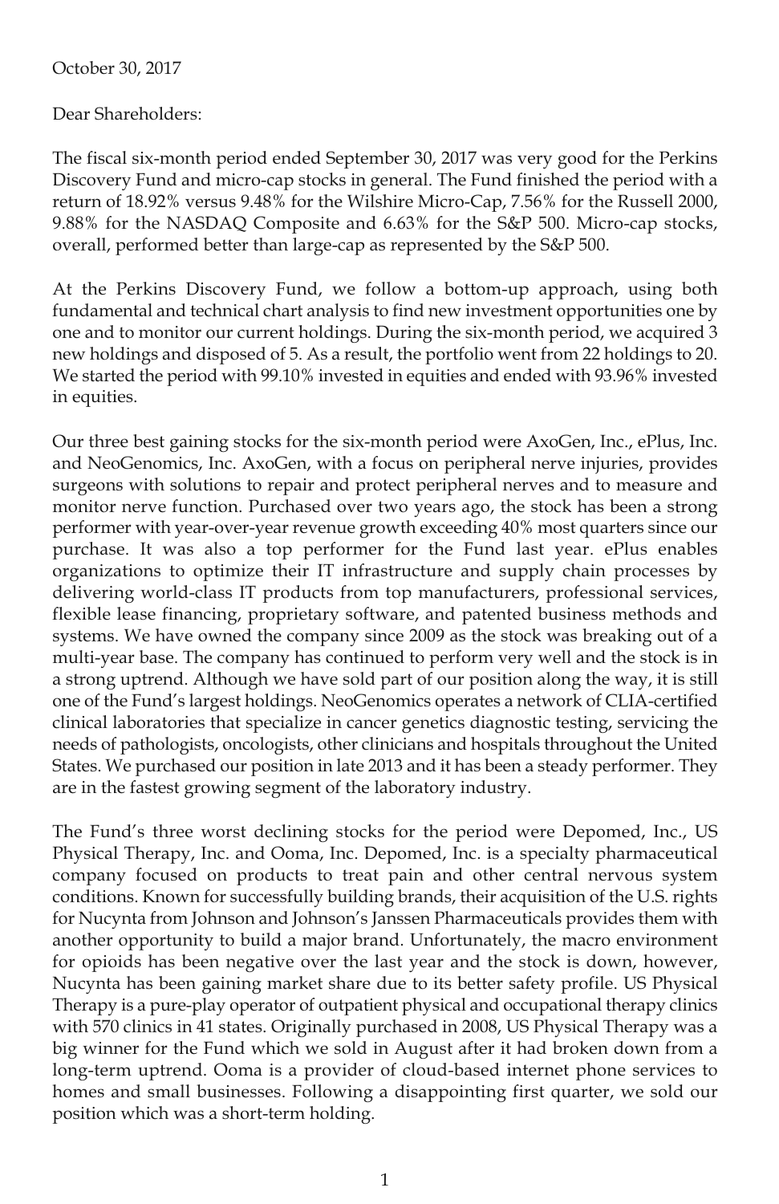October 30, 2017

Dear Shareholders:

The fiscal six-month period ended September 30, 2017 was very good for the Perkins Discovery Fund and micro-cap stocks in general. The Fund finished the period with a return of 18.92% versus 9.48% for the Wilshire Micro-Cap, 7.56% for the Russell 2000, 9.88% for the NASDAQ Composite and 6.63% for the S&P 500. Micro-cap stocks, overall, performed better than large-cap as represented by the S&P 500.

At the Perkins Discovery Fund, we follow a bottom-up approach, using both fundamental and technical chart analysis to find new investment opportunities one by one and to monitor our current holdings. During the six-month period, we acquired 3 new holdings and disposed of 5. As a result, the portfolio went from 22 holdings to 20. We started the period with 99.10% invested in equities and ended with 93.96% invested in equities.

Our three best gaining stocks for the six-month period were AxoGen, Inc., ePlus, Inc. and NeoGenomics, Inc. AxoGen, with a focus on peripheral nerve injuries, provides surgeons with solutions to repair and protect peripheral nerves and to measure and monitor nerve function. Purchased over two years ago, the stock has been a strong performer with year-over-year revenue growth exceeding 40% most quarters since our purchase. It was also a top performer for the Fund last year. ePlus enables organizations to optimize their IT infrastructure and supply chain processes by delivering world-class IT products from top manufacturers, professional services, flexible lease financing, proprietary software, and patented business methods and systems. We have owned the company since 2009 as the stock was breaking out of a multi-year base. The company has continued to perform very well and the stock is in a strong uptrend. Although we have sold part of our position along the way, it is still one of the Fund's largest holdings. NeoGenomics operates a network of CLIA-certified clinical laboratories that specialize in cancer genetics diagnostic testing, servicing the needs of pathologists, oncologists, other clinicians and hospitals throughout the United States. We purchased our position in late 2013 and it has been a steady performer. They are in the fastest growing segment of the laboratory industry.

The Fund's three worst declining stocks for the period were Depomed, Inc., US Physical Therapy, Inc. and Ooma, Inc. Depomed, Inc. is a specialty pharmaceutical company focused on products to treat pain and other central nervous system conditions. Known for successfully building brands, their acquisition of the U.S. rights for Nucynta from Johnson and Johnson's Janssen Pharmaceuticals provides them with another opportunity to build a major brand. Unfortunately, the macro environment for opioids has been negative over the last year and the stock is down, however, Nucynta has been gaining market share due to its better safety profile. US Physical Therapy is a pure-play operator of outpatient physical and occupational therapy clinics with 570 clinics in 41 states. Originally purchased in 2008, US Physical Therapy was a big winner for the Fund which we sold in August after it had broken down from a long-term uptrend. Ooma is a provider of cloud-based internet phone services to homes and small businesses. Following a disappointing first quarter, we sold our position which was a short-term holding.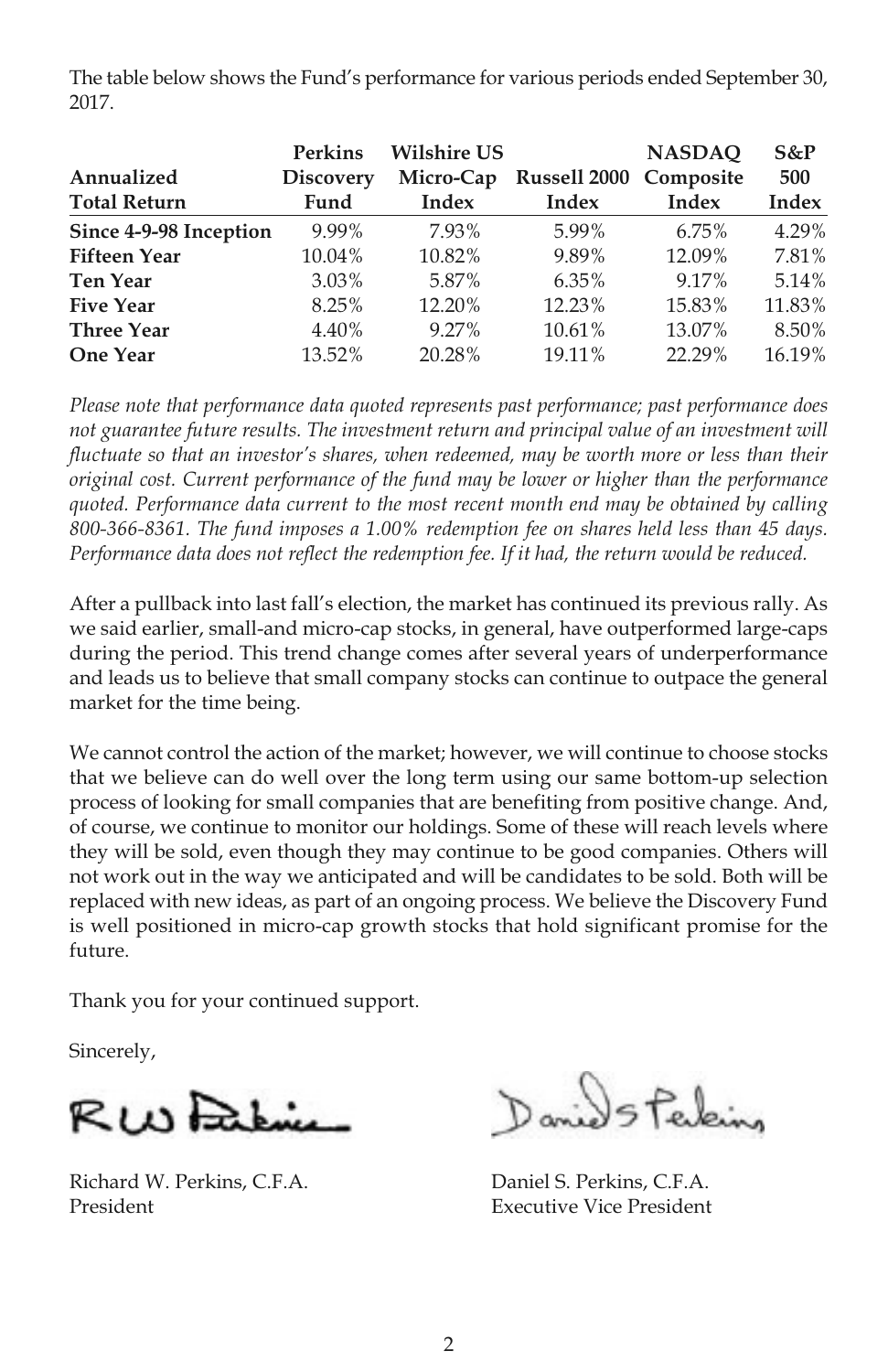The table below shows the Fund's performance for various periods ended September 30, 2017.

| Annualized Total Return | Perkins Discovery Fund | Wilshire US Micro-Cap Index | Russell 2000 Index | NASDAQ Composite Index | S&P 500 Index |
|---|---|---|---|---|---|
| **Since 4-9-98 Inception** | 9.99% | 7.93% | 5.99% | 6.75% | 4.29% |
| **Fifteen Year** | 10.04% | 10.82% | 9.89% | 12.09% | 7.81% |
| **Ten Year** | 3.03% | 5.87% | 6.35% | 9.17% | 5.14% |
| **Five Year** | 8.25% | 12.20% | 12.23% | 15.83% | 11.83% |
| **Three Year** | 4.40% | 9.27% | 10.61% | 13.07% | 8.50% |
| **One Year** | 13.52% | 20.28% | 19.11% | 22.29% | 16.19% |

*Please note that performance data quoted represents past performance; past performance does not guarantee future results. The investment return and principal value of an investment will fluctuate so that an investor's shares, when redeemed, may be worth more or less than their original cost. Current performance of the fund may be lower or higher than the performance quoted. Performance data current to the most recent month end may be obtained by calling 800-366-8361. The fund imposes a 1.00% redemption fee on shares held less than 45 days. Performance data does not reflect the redemption fee. If it had, the return would be reduced.*

After a pullback into last fall's election, the market has continued its previous rally. As we said earlier, small-and micro-cap stocks, in general, have outperformed large-caps during the period. This trend change comes after several years of underperformance and leads us to believe that small company stocks can continue to outpace the general market for the time being.

We cannot control the action of the market; however, we will continue to choose stocks that we believe can do well over the long term using our same bottom-up selection process of looking for small companies that are benefiting from positive change. And, of course, we continue to monitor our holdings. Some of these will reach levels where they will be sold, even though they may continue to be good companies. Others will not work out in the way we anticipated and will be candidates to be sold. Both will be replaced with new ideas, as part of an ongoing process. We believe the Discovery Fund is well positioned in micro-cap growth stocks that hold significant promise for the future.

Thank you for your continued support.

Sincerely,

Richard W. Perkins, C.F.A.
President

Daniel S. Perkins, C.F.A.
Executive Vice President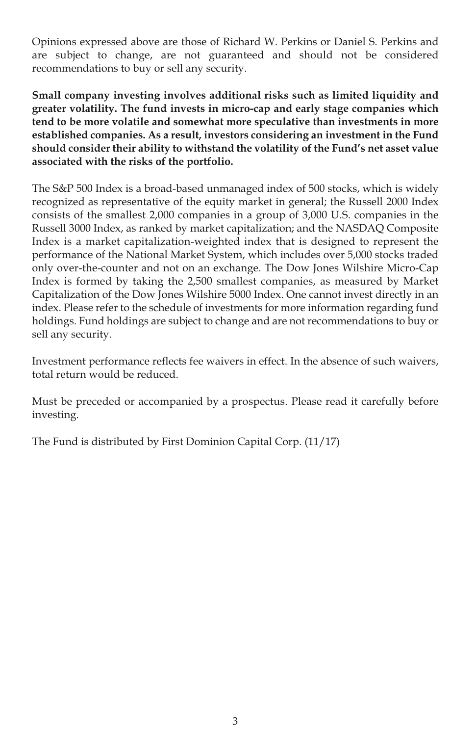Opinions expressed above are those of Richard W. Perkins or Daniel S. Perkins and are subject to change, are not guaranteed and should not be considered recommendations to buy or sell any security.

**Small company investing involves additional risks such as limited liquidity and greater volatility. The fund invests in micro-cap and early stage companies which tend to be more volatile and somewhat more speculative than investments in more established companies. As a result, investors considering an investment in the Fund should consider their ability to withstand the volatility of the Fund's net asset value associated with the risks of the portfolio.**

The S&P 500 Index is a broad-based unmanaged index of 500 stocks, which is widely recognized as representative of the equity market in general; the Russell 2000 Index consists of the smallest 2,000 companies in a group of 3,000 U.S. companies in the Russell 3000 Index, as ranked by market capitalization; and the NASDAQ Composite Index is a market capitalization-weighted index that is designed to represent the performance of the National Market System, which includes over 5,000 stocks traded only over-the-counter and not on an exchange. The Dow Jones Wilshire Micro-Cap Index is formed by taking the 2,500 smallest companies, as measured by Market Capitalization of the Dow Jones Wilshire 5000 Index. One cannot invest directly in an index. Please refer to the schedule of investments for more information regarding fund holdings. Fund holdings are subject to change and are not recommendations to buy or sell any security.

Investment performance reflects fee waivers in effect. In the absence of such waivers, total return would be reduced.

Must be preceded or accompanied by a prospectus. Please read it carefully before investing.

The Fund is distributed by First Dominion Capital Corp. (11/17)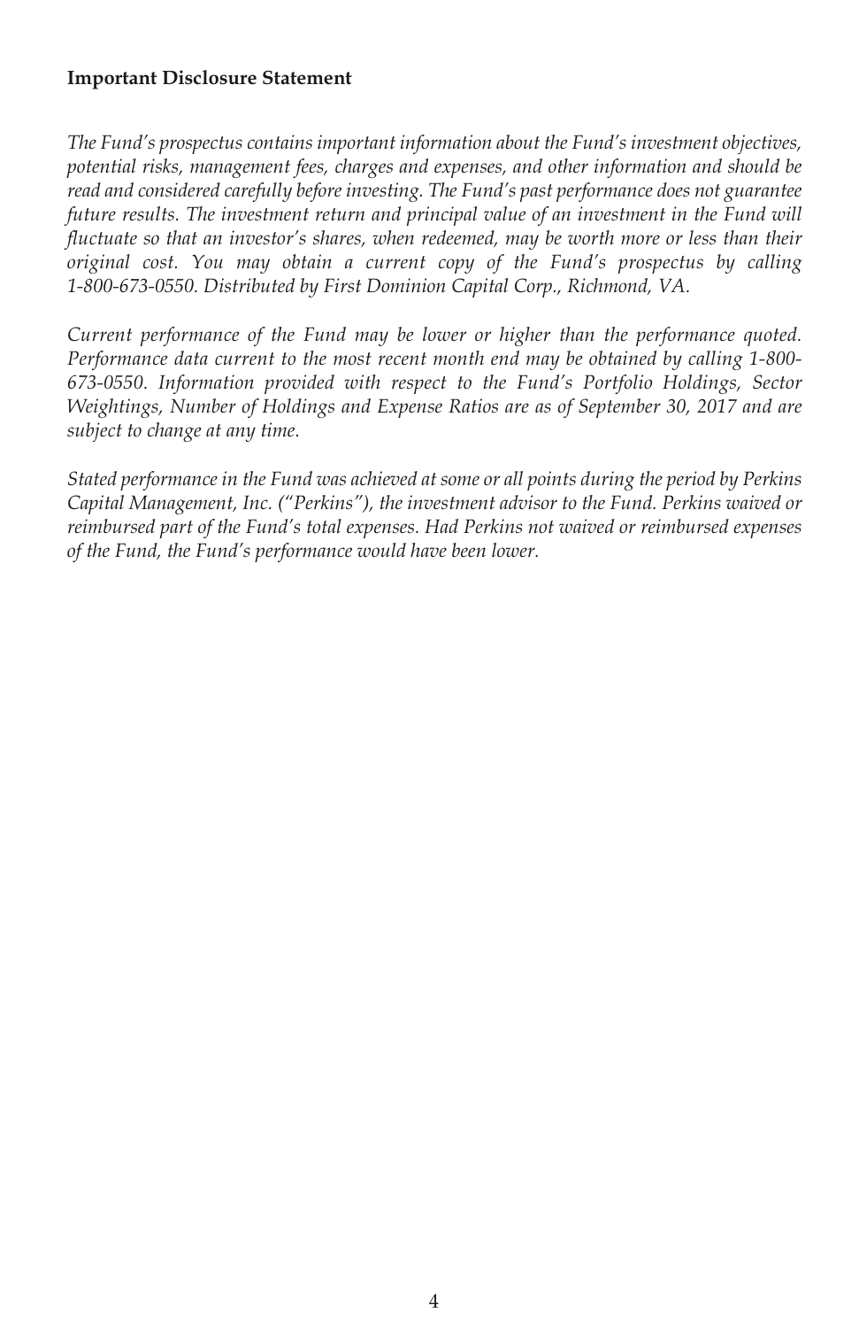**Important Disclosure Statement**

*The Fund's prospectus contains important information about the Fund's investment objectives, potential risks, management fees, charges and expenses, and other information and should be read and considered carefully before investing. The Fund's past performance does not guarantee future results. The investment return and principal value of an investment in the Fund will fluctuate so that an investor's shares, when redeemed, may be worth more or less than their original cost. You may obtain a current copy of the Fund's prospectus by calling 1-800-673-0550. Distributed by First Dominion Capital Corp., Richmond, VA.*

*Current performance of the Fund may be lower or higher than the performance quoted. Performance data current to the most recent month end may be obtained by calling 1-800-673-0550. Information provided with respect to the Fund's Portfolio Holdings, Sector Weightings, Number of Holdings and Expense Ratios are as of September 30, 2017 and are subject to change at any time.*

*Stated performance in the Fund was achieved at some or all points during the period by Perkins Capital Management, Inc. ("Perkins"), the investment advisor to the Fund. Perkins waived or reimbursed part of the Fund's total expenses. Had Perkins not waived or reimbursed expenses of the Fund, the Fund's performance would have been lower.*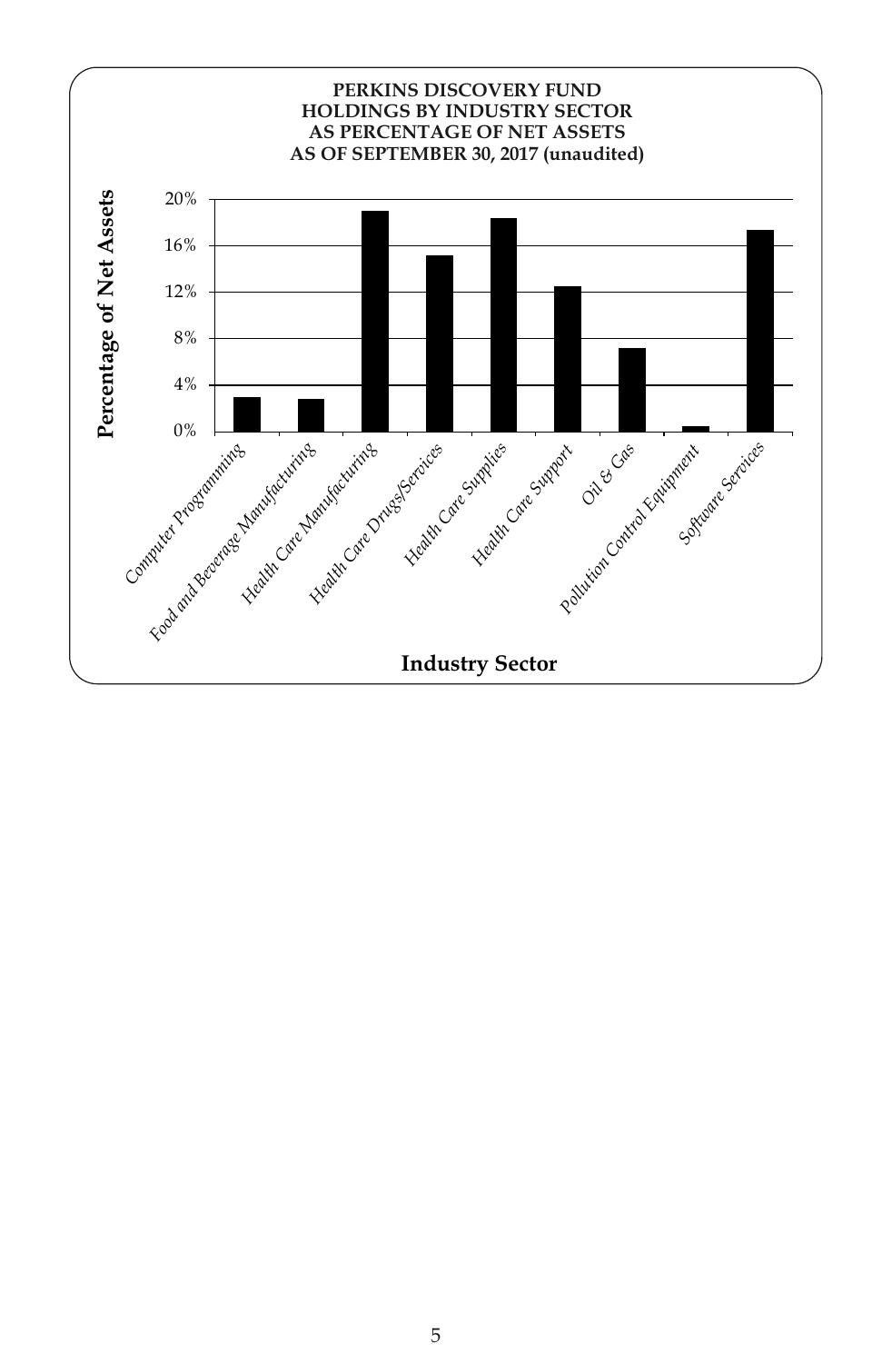**PERKINS DISCOVERY FUND**
**HOLDINGS BY INDUSTRY SECTOR**
**AS PERCENTAGE OF NET ASSETS**
**AS OF SEPTEMBER 30, 2017 (unaudited)**

**Percentage of Net Assets**

20%
16%
12%
8%
4%
0%

*Computer Programming*
*Food and Beverage Manufacturing*
*Health Care Manufacturing*
*Health Care Drugs/Services*
*Health Care Supplies*
*Health Care Support*
*Oil & Gas*
*Pollution Control Equipment*
*Software Services*

**Industry Sector**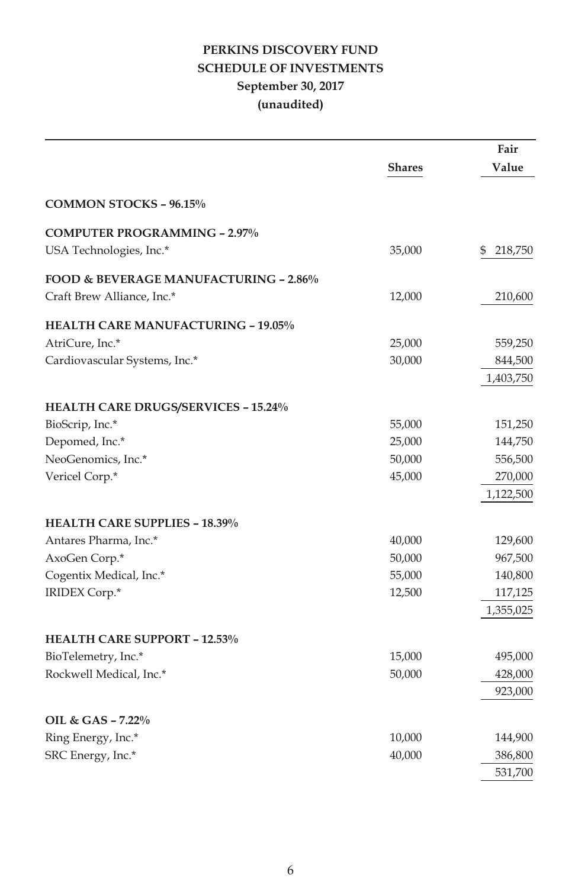# PERKINS DISCOVERY FUND
## SCHEDULE OF INVESTMENTS
### September 30, 2017
### (unaudited)

| | Shares | Fair Value |
|---|---|---|
| **COMMON STOCKS – 96.15%** | | |
| **COMPUTER PROGRAMMING – 2.97%** | | |
| USA Technologies, Inc.* | 35,000 | $ 218,750 |
| **FOOD & BEVERAGE MANUFACTURING – 2.86%** | | |
| Craft Brew Alliance, Inc.* | 12,000 | 210,600 |
| **HEALTH CARE MANUFACTURING – 19.05%** | | |
| AtriCure, Inc.* | 25,000 | 559,250 |
| Cardiovascular Systems, Inc.* | 30,000 | 844,500 |
| | | 1,403,750 |
| **HEALTH CARE DRUGS/SERVICES – 15.24%** | | |
| BioScrip, Inc.* | 55,000 | 151,250 |
| Depomed, Inc.* | 25,000 | 144,750 |
| NeoGenomics, Inc.* | 50,000 | 556,500 |
| Vericel Corp.* | 45,000 | 270,000 |
| | | 1,122,500 |
| **HEALTH CARE SUPPLIES – 18.39%** | | |
| Antares Pharma, Inc.* | 40,000 | 129,600 |
| AxoGen Corp.* | 50,000 | 967,500 |
| Cogentix Medical, Inc.* | 55,000 | 140,800 |
| IRIDEX Corp.* | 12,500 | 117,125 |
| | | 1,355,025 |
| **HEALTH CARE SUPPORT – 12.53%** | | |
| BioTelemetry, Inc.* | 15,000 | 495,000 |
| Rockwell Medical, Inc.* | 50,000 | 428,000 |
| | | 923,000 |
| **OIL & GAS – 7.22%** | | |
| Ring Energy, Inc.* | 10,000 | 144,900 |
| SRC Energy, Inc.* | 40,000 | 386,800 |
| | | 531,700 |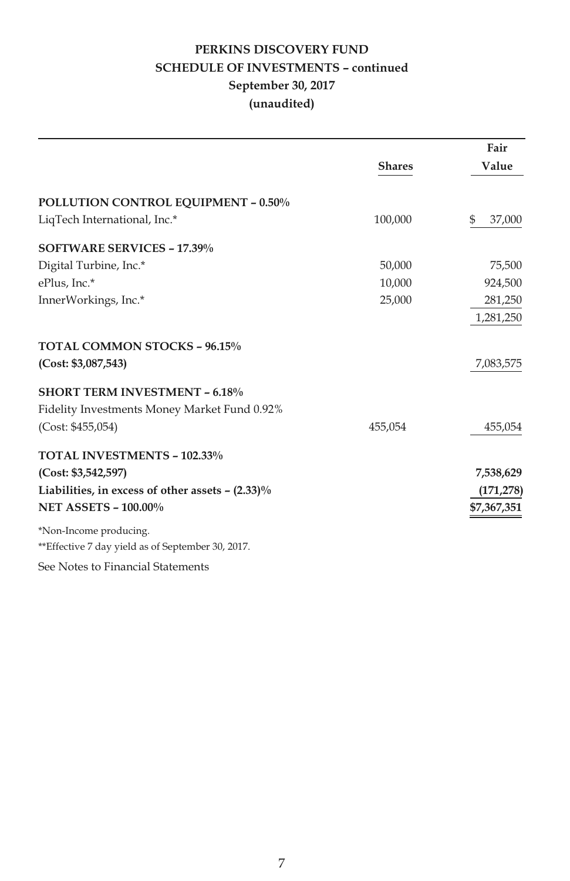# PERKINS DISCOVERY FUND
## SCHEDULE OF INVESTMENTS – continued
### September 30, 2017
### (unaudited)

| | Shares | Fair Value |
|---|---|---|
| **POLLUTION CONTROL EQUIPMENT – 0.50%** | | |
| LiqTech International, Inc.* | 100,000 | $ 37,000 |
| **SOFTWARE SERVICES – 17.39%** | | |
| Digital Turbine, Inc.* | 50,000 | 75,500 |
| ePlus, Inc.* | 10,000 | 924,500 |
| InnerWorkings, Inc.* | 25,000 | 281,250 |
| | | 1,281,250 |
| **TOTAL COMMON STOCKS – 96.15%** | | |
| **(Cost: $3,087,543)** | | 7,083,575 |
| **SHORT TERM INVESTMENT – 6.18%** | | |
| Fidelity Investments Money Market Fund 0.92% | | |
| (Cost: $455,054) | 455,054 | 455,054 |
| **TOTAL INVESTMENTS – 102.33%** | | |
| **(Cost: $3,542,597)** | | **7,538,629** |
| **Liabilities, in excess of other assets – (2.33)%** | | **(171,278)** |
| **NET ASSETS – 100.00%** | | **$7,367,351** |

*Non-Income producing.

**Effective 7 day yield as of September 30, 2017.

See Notes to Financial Statements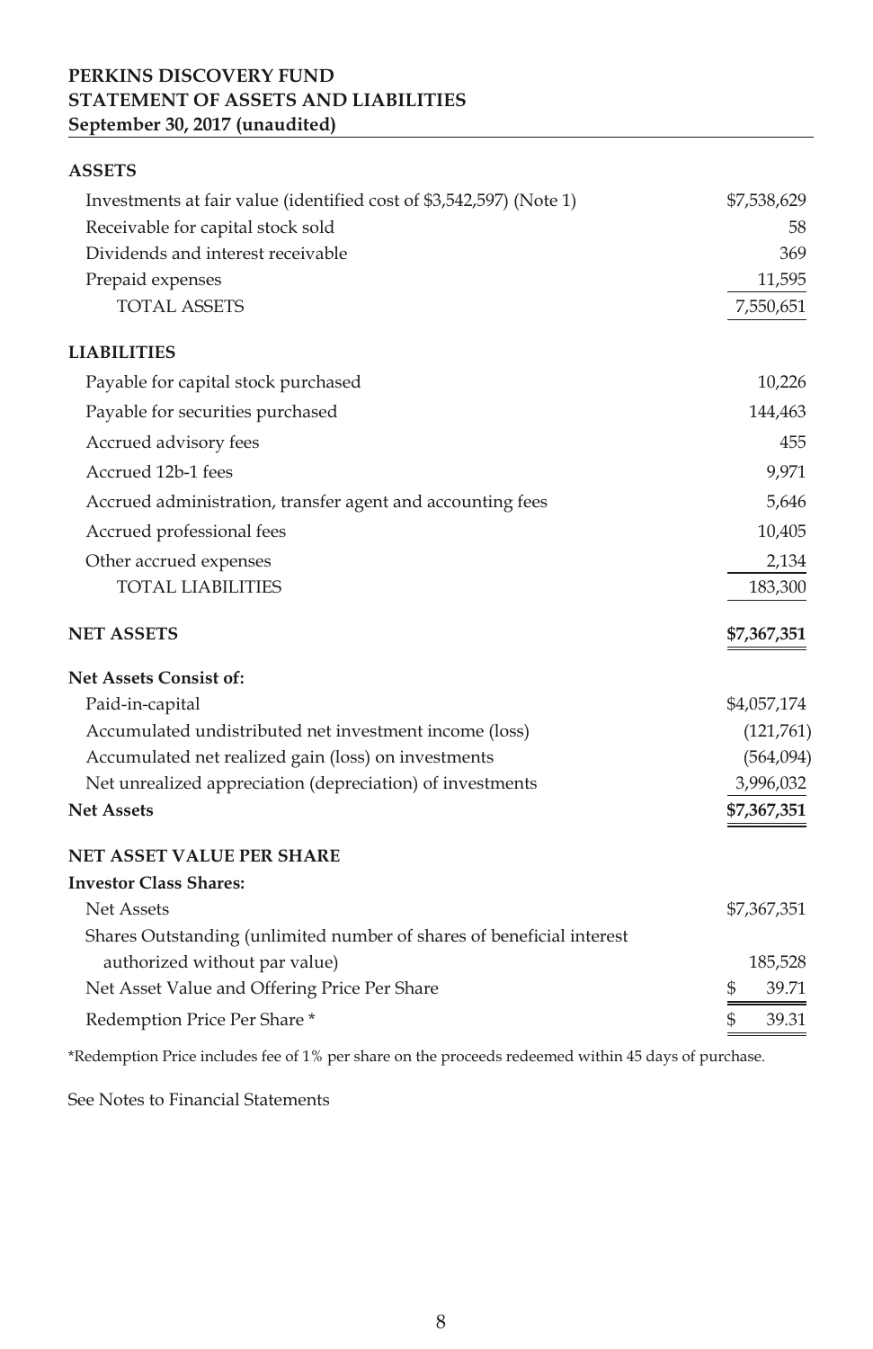**PERKINS DISCOVERY FUND**
**STATEMENT OF ASSETS AND LIABILITIES**
**September 30, 2017 (unaudited)**

| | |
|---|---|
| **ASSETS** | |
| Investments at fair value (identified cost of $3,542,597) (Note 1) | $7,538,629 |
| Receivable for capital stock sold | 58 |
| Dividends and interest receivable | 369 |
| Prepaid expenses | 11,595 |
| TOTAL ASSETS | 7,550,651 |
| **LIABILITIES** | |
| Payable for capital stock purchased | 10,226 |
| Payable for securities purchased | 144,463 |
| Accrued advisory fees | 455 |
| Accrued 12b-1 fees | 9,971 |
| Accrued administration, transfer agent and accounting fees | 5,646 |
| Accrued professional fees | 10,405 |
| Other accrued expenses | 2,134 |
| TOTAL LIABILITIES | 183,300 |
| **NET ASSETS** | **$7,367,351** |
| **Net Assets Consist of:** | |
| Paid-in-capital | $4,057,174 |
| Accumulated undistributed net investment income (loss) | (121,761) |
| Accumulated net realized gain (loss) on investments | (564,094) |
| Net unrealized appreciation (depreciation) of investments | 3,996,032 |
| **Net Assets** | **$7,367,351** |
| **NET ASSET VALUE PER SHARE** | |
| **Investor Class Shares:** | |
| Net Assets | $7,367,351 |
| Shares Outstanding (unlimited number of shares of beneficial interest authorized without par value) | 185,528 |
| Net Asset Value and Offering Price Per Share | $ 39.71 |
| Redemption Price Per Share * | $ 39.31 |

*Redemption Price includes fee of 1% per share on the proceeds redeemed within 45 days of purchase.

See Notes to Financial Statements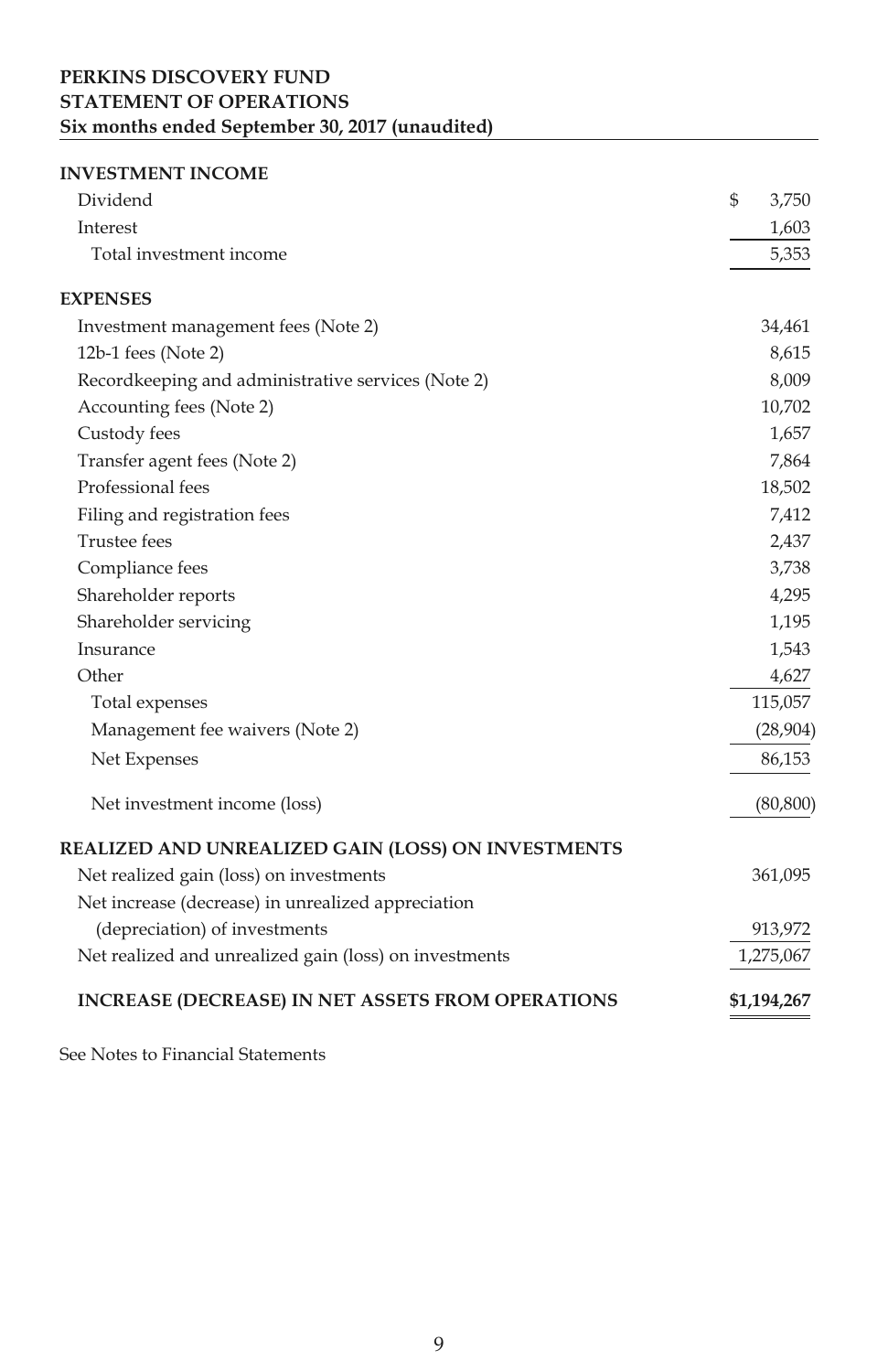**PERKINS DISCOVERY FUND**
**STATEMENT OF OPERATIONS**
**Six months ended September 30, 2017 (unaudited)**

| | |
|---|---|
| **INVESTMENT INCOME** | |
| Dividend | $ 3,750 |
| Interest | 1,603 |
| Total investment income | 5,353 |
| **EXPENSES** | |
| Investment management fees (Note 2) | 34,461 |
| 12b-1 fees (Note 2) | 8,615 |
| Recordkeeping and administrative services (Note 2) | 8,009 |
| Accounting fees (Note 2) | 10,702 |
| Custody fees | 1,657 |
| Transfer agent fees (Note 2) | 7,864 |
| Professional fees | 18,502 |
| Filing and registration fees | 7,412 |
| Trustee fees | 2,437 |
| Compliance fees | 3,738 |
| Shareholder reports | 4,295 |
| Shareholder servicing | 1,195 |
| Insurance | 1,543 |
| Other | 4,627 |
| Total expenses | 115,057 |
| Management fee waivers (Note 2) | (28,904) |
| Net Expenses | 86,153 |
| Net investment income (loss) | (80,800) |
| **REALIZED AND UNREALIZED GAIN (LOSS) ON INVESTMENTS** | |
| Net realized gain (loss) on investments | 361,095 |
| Net increase (decrease) in unrealized appreciation (depreciation) of investments | 913,972 |
| Net realized and unrealized gain (loss) on investments | 1,275,067 |
| **INCREASE (DECREASE) IN NET ASSETS FROM OPERATIONS** | **$1,194,267** |

See Notes to Financial Statements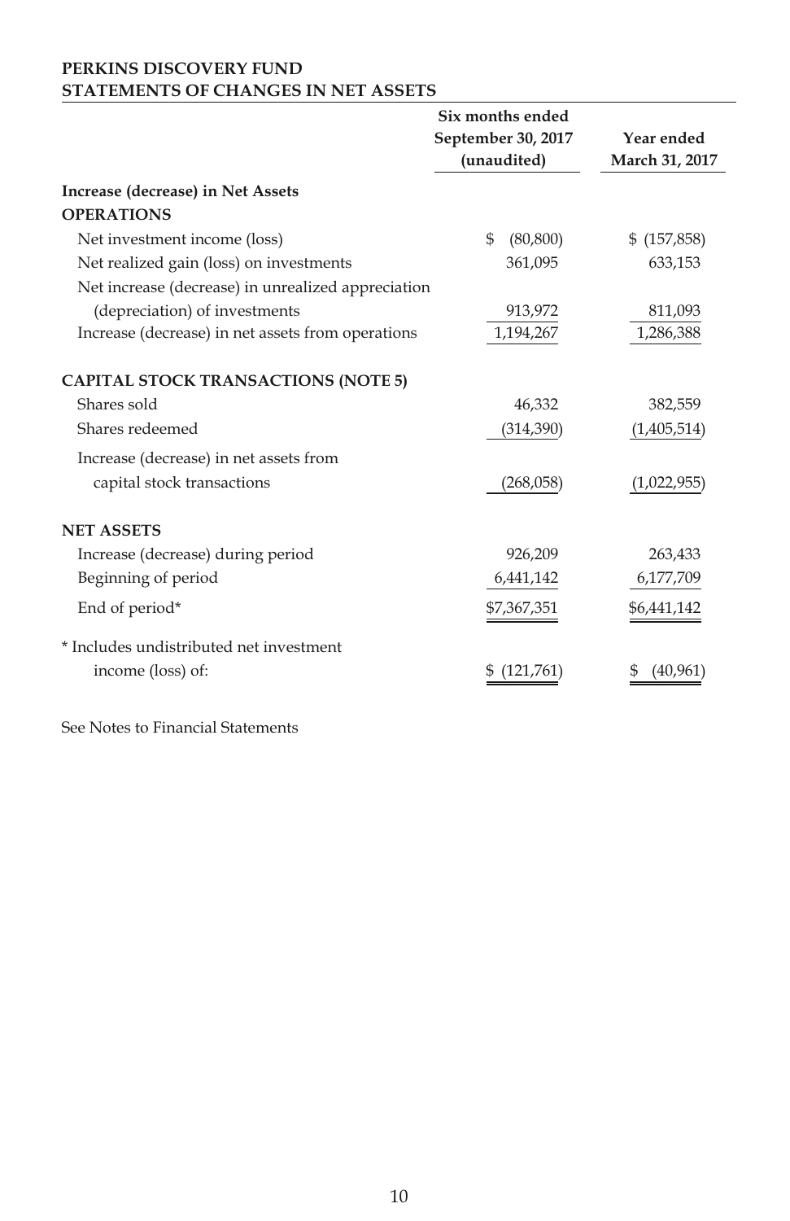**PERKINS DISCOVERY FUND**
**STATEMENTS OF CHANGES IN NET ASSETS**

| | Six months ended September 30, 2017 (unaudited) | Year ended March 31, 2017 |
|---|---|---|
| **Increase (decrease) in Net Assets** | | |
| **OPERATIONS** | | |
| Net investment income (loss) | $ (80,800) | $ (157,858) |
| Net realized gain (loss) on investments | 361,095 | 633,153 |
| Net increase (decrease) in unrealized appreciation (depreciation) of investments | 913,972 | 811,093 |
| Increase (decrease) in net assets from operations | 1,194,267 | 1,286,388 |
| **CAPITAL STOCK TRANSACTIONS (NOTE 5)** | | |
| Shares sold | 46,332 | 382,559 |
| Shares redeemed | (314,390) | (1,405,514) |
| Increase (decrease) in net assets from capital stock transactions | (268,058) | (1,022,955) |
| **NET ASSETS** | | |
| Increase (decrease) during period | 926,209 | 263,433 |
| Beginning of period | 6,441,142 | 6,177,709 |
| End of period* | $7,367,351 | $6,441,142 |
| * Includes undistributed net investment income (loss) of: | $ (121,761) | $ (40,961) |

See Notes to Financial Statements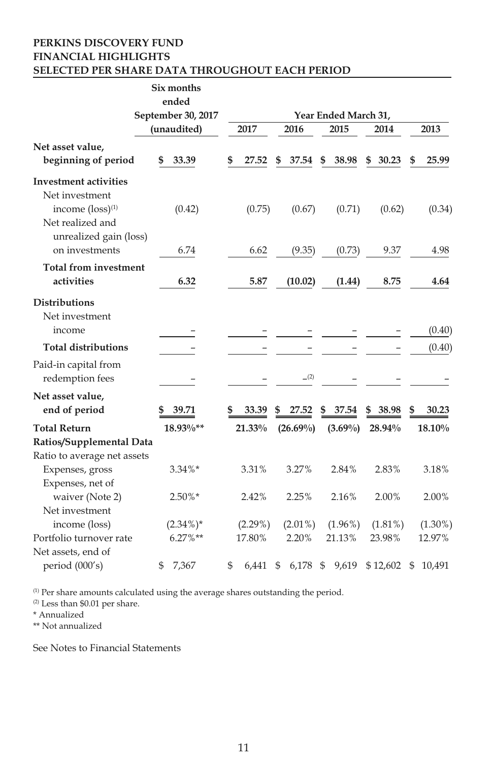**PERKINS DISCOVERY FUND**
**FINANCIAL HIGHLIGHTS**
**SELECTED PER SHARE DATA THROUGHOUT EACH PERIOD**

| | Six months ended September 30, 2017 (unaudited) | Year Ended March 31, | | | | |
|---|---|---|---|---|---|---|
| | | 2017 | 2016 | 2015 | 2014 | 2013 |
| **Net asset value, beginning of period** | **$ 33.39** | **$ 27.52** | **$ 37.54** | **$ 38.98** | **$ 30.23** | **$ 25.99** |
| **Investment activities** | | | | | | |
| Net investment income (loss)[1] | (0.42) | (0.75) | (0.67) | (0.71) | (0.62) | (0.34) |
| Net realized and unrealized gain (loss) on investments | 6.74 | 6.62 | (9.35) | (0.73) | 9.37 | 4.98 |
| **Total from investment activities** | **6.32** | **5.87** | **(10.02)** | **(1.44)** | **8.75** | **4.64** |
| **Distributions** | | | | | | |
| Net investment income | – | – | – | – | – | (0.40) |
| **Total distributions** | – | – | – | – | – | (0.40) |
| Paid-in capital from redemption fees | – | – | –[2] | – | – | – |
| **Net asset value, end of period** | **$ 39.71** | **$ 33.39** | **$ 27.52** | **$ 37.54** | **$ 38.98** | **$ 30.23** |
| **Total Return** | **18.93%\*\*** | **21.33%** | **(26.69%)** | **(3.69%)** | **28.94%** | **18.10%** |
| **Ratios/Supplemental Data** | | | | | | |
| Ratio to average net assets | | | | | | |
| Expenses, gross | 3.34%* | 3.31% | 3.27% | 2.84% | 2.83% | 3.18% |
| Expenses, net of waiver (Note 2) | 2.50%* | 2.42% | 2.25% | 2.16% | 2.00% | 2.00% |
| Net investment income (loss) | (2.34%)* | (2.29%) | (2.01%) | (1.96%) | (1.81%) | (1.30%) |
| Portfolio turnover rate | 6.27%** | 17.80% | 2.20% | 21.13% | 23.98% | 12.97% |
| Net assets, end of period (000's) | $ 7,367 | $ 6,441 | $ 6,178 | $ 9,619 | $ 12,602 | $ 10,491 |

[1] Per share amounts calculated using the average shares outstanding the period.
[2] Less than $0.01 per share.
* Annualized
** Not annualized

See Notes to Financial Statements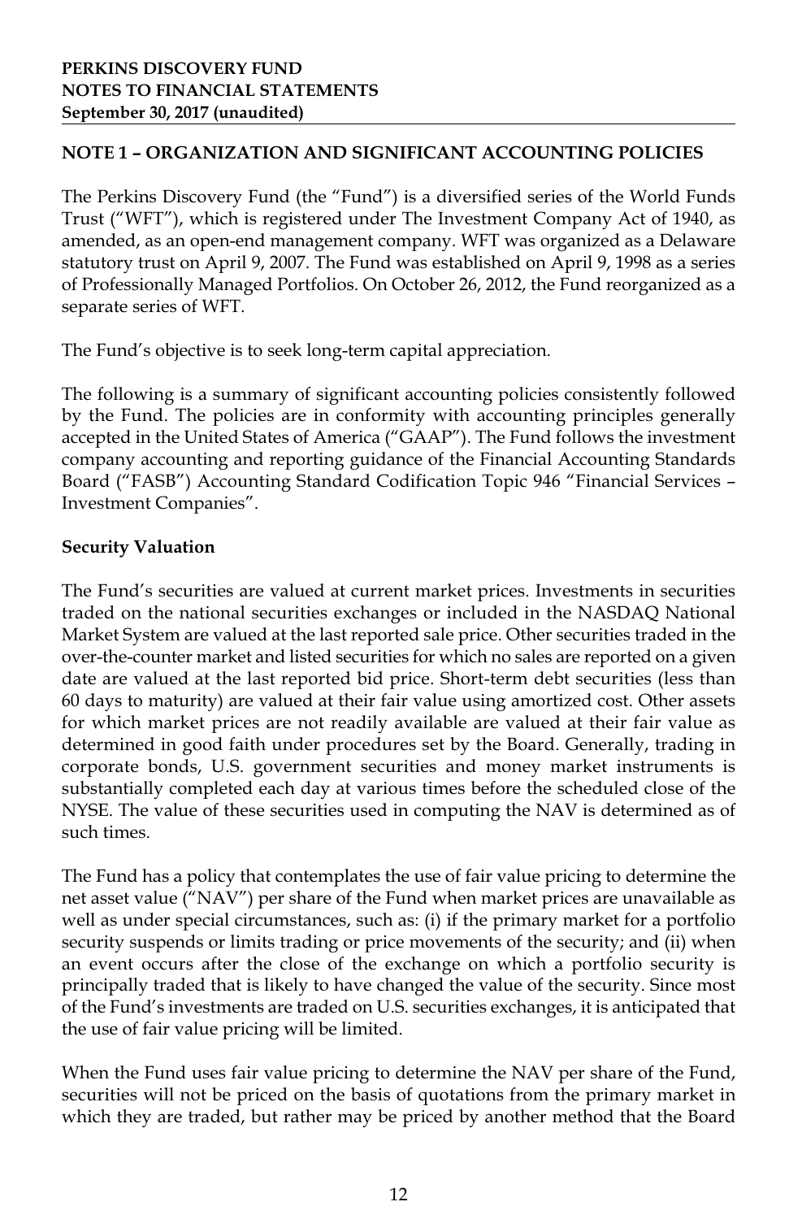**PERKINS DISCOVERY FUND**
**NOTES TO FINANCIAL STATEMENTS**
**September 30, 2017 (unaudited)**

## NOTE 1 – ORGANIZATION AND SIGNIFICANT ACCOUNTING POLICIES

The Perkins Discovery Fund (the "Fund") is a diversified series of the World Funds Trust ("WFT"), which is registered under The Investment Company Act of 1940, as amended, as an open-end management company. WFT was organized as a Delaware statutory trust on April 9, 2007. The Fund was established on April 9, 1998 as a series of Professionally Managed Portfolios. On October 26, 2012, the Fund reorganized as a separate series of WFT.

The Fund's objective is to seek long-term capital appreciation.

The following is a summary of significant accounting policies consistently followed by the Fund. The policies are in conformity with accounting principles generally accepted in the United States of America ("GAAP"). The Fund follows the investment company accounting and reporting guidance of the Financial Accounting Standards Board ("FASB") Accounting Standard Codification Topic 946 "Financial Services – Investment Companies".

### Security Valuation

The Fund's securities are valued at current market prices. Investments in securities traded on the national securities exchanges or included in the NASDAQ National Market System are valued at the last reported sale price. Other securities traded in the over-the-counter market and listed securities for which no sales are reported on a given date are valued at the last reported bid price. Short-term debt securities (less than 60 days to maturity) are valued at their fair value using amortized cost. Other assets for which market prices are not readily available are valued at their fair value as determined in good faith under procedures set by the Board. Generally, trading in corporate bonds, U.S. government securities and money market instruments is substantially completed each day at various times before the scheduled close of the NYSE. The value of these securities used in computing the NAV is determined as of such times.

The Fund has a policy that contemplates the use of fair value pricing to determine the net asset value ("NAV") per share of the Fund when market prices are unavailable as well as under special circumstances, such as: (i) if the primary market for a portfolio security suspends or limits trading or price movements of the security; and (ii) when an event occurs after the close of the exchange on which a portfolio security is principally traded that is likely to have changed the value of the security. Since most of the Fund's investments are traded on U.S. securities exchanges, it is anticipated that the use of fair value pricing will be limited.

When the Fund uses fair value pricing to determine the NAV per share of the Fund, securities will not be priced on the basis of quotations from the primary market in which they are traded, but rather may be priced by another method that the Board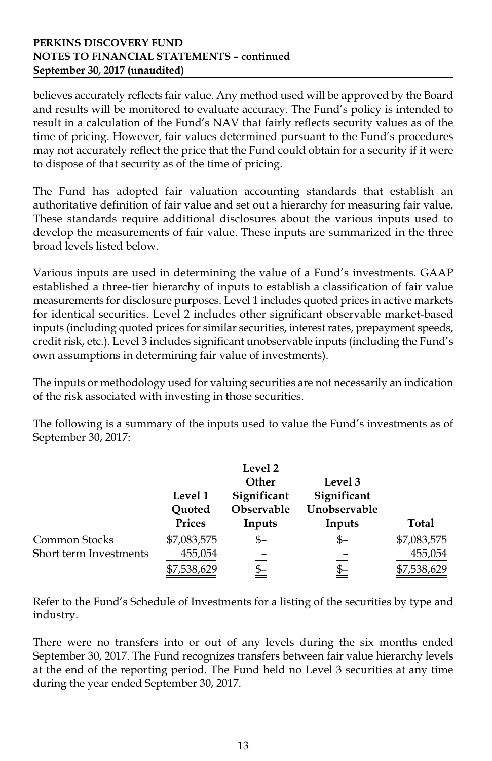believes accurately reflects fair value. Any method used will be approved by the Board and results will be monitored to evaluate accuracy. The Fund's policy is intended to result in a calculation of the Fund's NAV that fairly reflects security values as of the time of pricing. However, fair values determined pursuant to the Fund's procedures may not accurately reflect the price that the Fund could obtain for a security if it were to dispose of that security as of the time of pricing.

The Fund has adopted fair valuation accounting standards that establish an authoritative definition of fair value and set out a hierarchy for measuring fair value. These standards require additional disclosures about the various inputs used to develop the measurements of fair value. These inputs are summarized in the three broad levels listed below.

Various inputs are used in determining the value of a Fund's investments. GAAP established a three-tier hierarchy of inputs to establish a classification of fair value measurements for disclosure purposes. Level 1 includes quoted prices in active markets for identical securities. Level 2 includes other significant observable market-based inputs (including quoted prices for similar securities, interest rates, prepayment speeds, credit risk, etc.). Level 3 includes significant unobservable inputs (including the Fund's own assumptions in determining fair value of investments).

The inputs or methodology used for valuing securities are not necessarily an indication of the risk associated with investing in those securities.

The following is a summary of the inputs used to value the Fund's investments as of September 30, 2017:

| | Level 1 Quoted Prices | Level 2 Other Significant Observable Inputs | Level 3 Significant Unobservable Inputs | Total |
|---|---|---|---|---|
| Common Stocks | $7,083,575 | $– | $– | $7,083,575 |
| Short term Investments | 455,054 | – | – | 455,054 |
| | $7,538,629 | $– | $– | $7,538,629 |

Refer to the Fund's Schedule of Investments for a listing of the securities by type and industry.

There were no transfers into or out of any levels during the six months ended September 30, 2017. The Fund recognizes transfers between fair value hierarchy levels at the end of the reporting period. The Fund held no Level 3 securities at any time during the year ended September 30, 2017.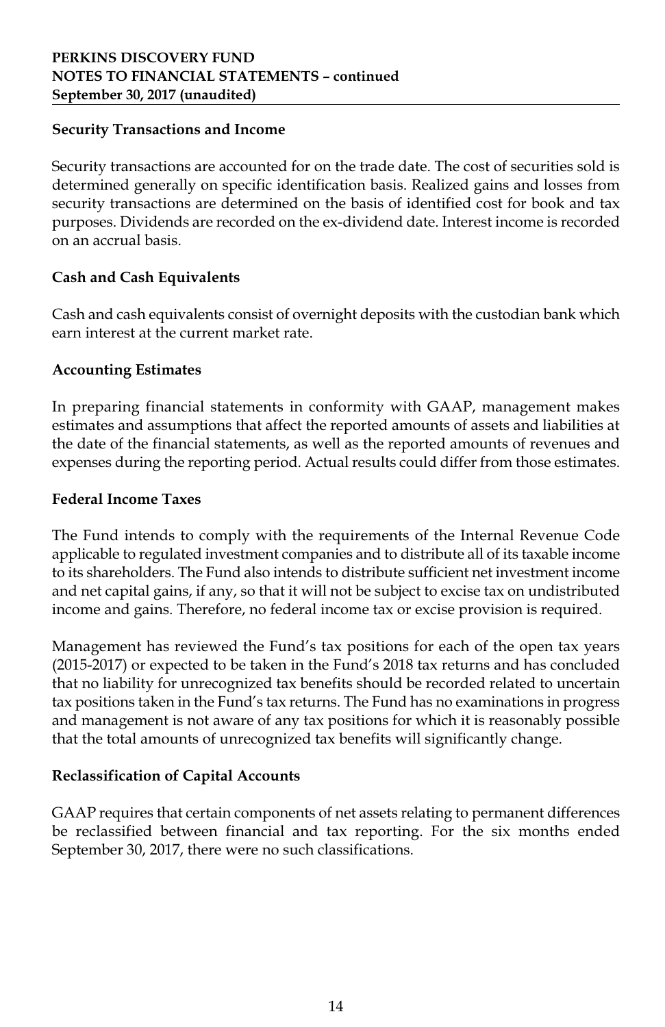### Security Transactions and Income

Security transactions are accounted for on the trade date. The cost of securities sold is determined generally on specific identification basis. Realized gains and losses from security transactions are determined on the basis of identified cost for book and tax purposes. Dividends are recorded on the ex-dividend date. Interest income is recorded on an accrual basis.

### Cash and Cash Equivalents

Cash and cash equivalents consist of overnight deposits with the custodian bank which earn interest at the current market rate.

### Accounting Estimates

In preparing financial statements in conformity with GAAP, management makes estimates and assumptions that affect the reported amounts of assets and liabilities at the date of the financial statements, as well as the reported amounts of revenues and expenses during the reporting period. Actual results could differ from those estimates.

### Federal Income Taxes

The Fund intends to comply with the requirements of the Internal Revenue Code applicable to regulated investment companies and to distribute all of its taxable income to its shareholders. The Fund also intends to distribute sufficient net investment income and net capital gains, if any, so that it will not be subject to excise tax on undistributed income and gains. Therefore, no federal income tax or excise provision is required.

Management has reviewed the Fund's tax positions for each of the open tax years (2015-2017) or expected to be taken in the Fund's 2018 tax returns and has concluded that no liability for unrecognized tax benefits should be recorded related to uncertain tax positions taken in the Fund's tax returns. The Fund has no examinations in progress and management is not aware of any tax positions for which it is reasonably possible that the total amounts of unrecognized tax benefits will significantly change.

### Reclassification of Capital Accounts

GAAP requires that certain components of net assets relating to permanent differences be reclassified between financial and tax reporting. For the six months ended September 30, 2017, there were no such classifications.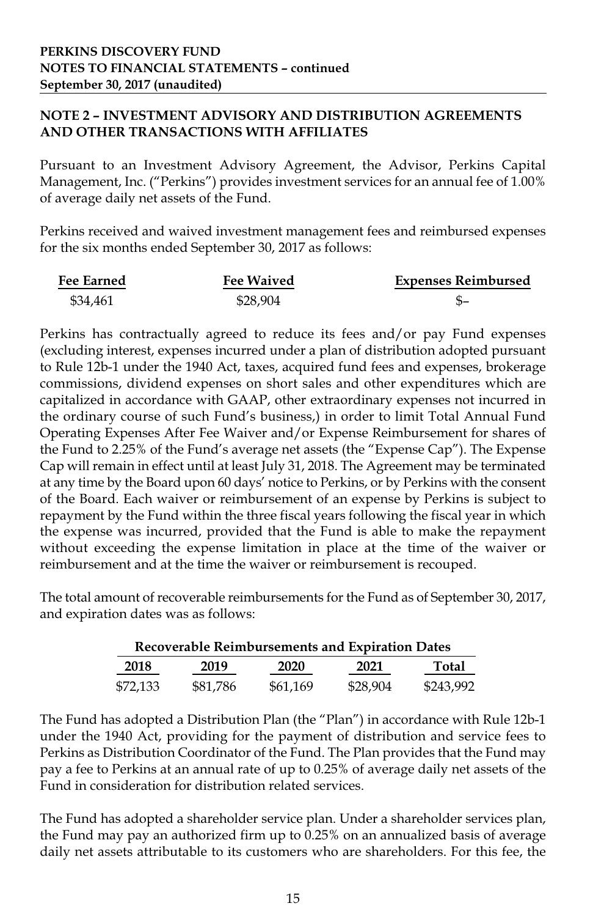**NOTE 2 – INVESTMENT ADVISORY AND DISTRIBUTION AGREEMENTS AND OTHER TRANSACTIONS WITH AFFILIATES**

Pursuant to an Investment Advisory Agreement, the Advisor, Perkins Capital Management, Inc. ("Perkins") provides investment services for an annual fee of 1.00% of average daily net assets of the Fund.

Perkins received and waived investment management fees and reimbursed expenses for the six months ended September 30, 2017 as follows:

| Fee Earned | Fee Waived | Expenses Reimbursed |
|---|---|---|
| $34,461 | $28,904 | $– |

Perkins has contractually agreed to reduce its fees and/or pay Fund expenses (excluding interest, expenses incurred under a plan of distribution adopted pursuant to Rule 12b-1 under the 1940 Act, taxes, acquired fund fees and expenses, brokerage commissions, dividend expenses on short sales and other expenditures which are capitalized in accordance with GAAP, other extraordinary expenses not incurred in the ordinary course of such Fund's business,) in order to limit Total Annual Fund Operating Expenses After Fee Waiver and/or Expense Reimbursement for shares of the Fund to 2.25% of the Fund's average net assets (the "Expense Cap"). The Expense Cap will remain in effect until at least July 31, 2018. The Agreement may be terminated at any time by the Board upon 60 days' notice to Perkins, or by Perkins with the consent of the Board. Each waiver or reimbursement of an expense by Perkins is subject to repayment by the Fund within the three fiscal years following the fiscal year in which the expense was incurred, provided that the Fund is able to make the repayment without exceeding the expense limitation in place at the time of the waiver or reimbursement and at the time the waiver or reimbursement is recouped.

The total amount of recoverable reimbursements for the Fund as of September 30, 2017, and expiration dates was as follows:

| Recoverable Reimbursements and Expiration Dates | | | | |
|---|---|---|---|---|
| 2018 | 2019 | 2020 | 2021 | Total |
| $72,133 | $81,786 | $61,169 | $28,904 | $243,992 |

The Fund has adopted a Distribution Plan (the "Plan") in accordance with Rule 12b-1 under the 1940 Act, providing for the payment of distribution and service fees to Perkins as Distribution Coordinator of the Fund. The Plan provides that the Fund may pay a fee to Perkins at an annual rate of up to 0.25% of average daily net assets of the Fund in consideration for distribution related services.

The Fund has adopted a shareholder service plan. Under a shareholder services plan, the Fund may pay an authorized firm up to 0.25% on an annualized basis of average daily net assets attributable to its customers who are shareholders. For this fee, the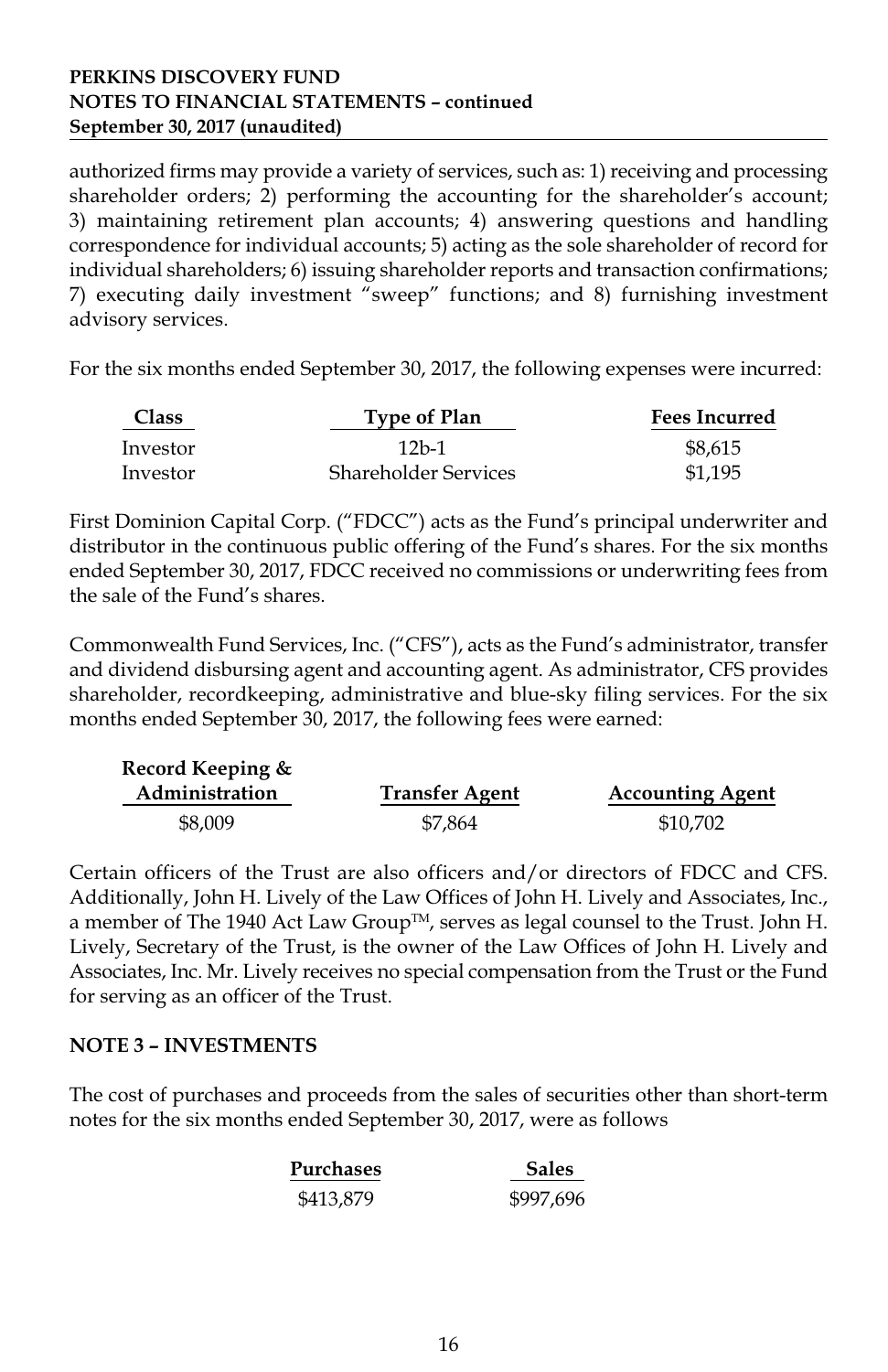authorized firms may provide a variety of services, such as: 1) receiving and processing shareholder orders; 2) performing the accounting for the shareholder's account; 3) maintaining retirement plan accounts; 4) answering questions and handling correspondence for individual accounts; 5) acting as the sole shareholder of record for individual shareholders; 6) issuing shareholder reports and transaction confirmations; 7) executing daily investment "sweep" functions; and 8) furnishing investment advisory services.

For the six months ended September 30, 2017, the following expenses were incurred:

| Class | Type of Plan | Fees Incurred |
|---|---|---|
| Investor | 12b-1 | $8,615 |
| Investor | Shareholder Services | $1,195 |

First Dominion Capital Corp. ("FDCC") acts as the Fund's principal underwriter and distributor in the continuous public offering of the Fund's shares. For the six months ended September 30, 2017, FDCC received no commissions or underwriting fees from the sale of the Fund's shares.

Commonwealth Fund Services, Inc. ("CFS"), acts as the Fund's administrator, transfer and dividend disbursing agent and accounting agent. As administrator, CFS provides shareholder, recordkeeping, administrative and blue-sky filing services. For the six months ended September 30, 2017, the following fees were earned:

| Record Keeping & Administration | Transfer Agent | Accounting Agent |
|---|---|---|
| $8,009 | $7,864 | $10,702 |

Certain officers of the Trust are also officers and/or directors of FDCC and CFS. Additionally, John H. Lively of the Law Offices of John H. Lively and Associates, Inc., a member of The 1940 Act Law Group™, serves as legal counsel to the Trust. John H. Lively, Secretary of the Trust, is the owner of the Law Offices of John H. Lively and Associates, Inc. Mr. Lively receives no special compensation from the Trust or the Fund for serving as an officer of the Trust.

## NOTE 3 – INVESTMENTS

The cost of purchases and proceeds from the sales of securities other than short-term notes for the six months ended September 30, 2017, were as follows

| Purchases | Sales |
|---|---|
| $413,879 | $997,696 |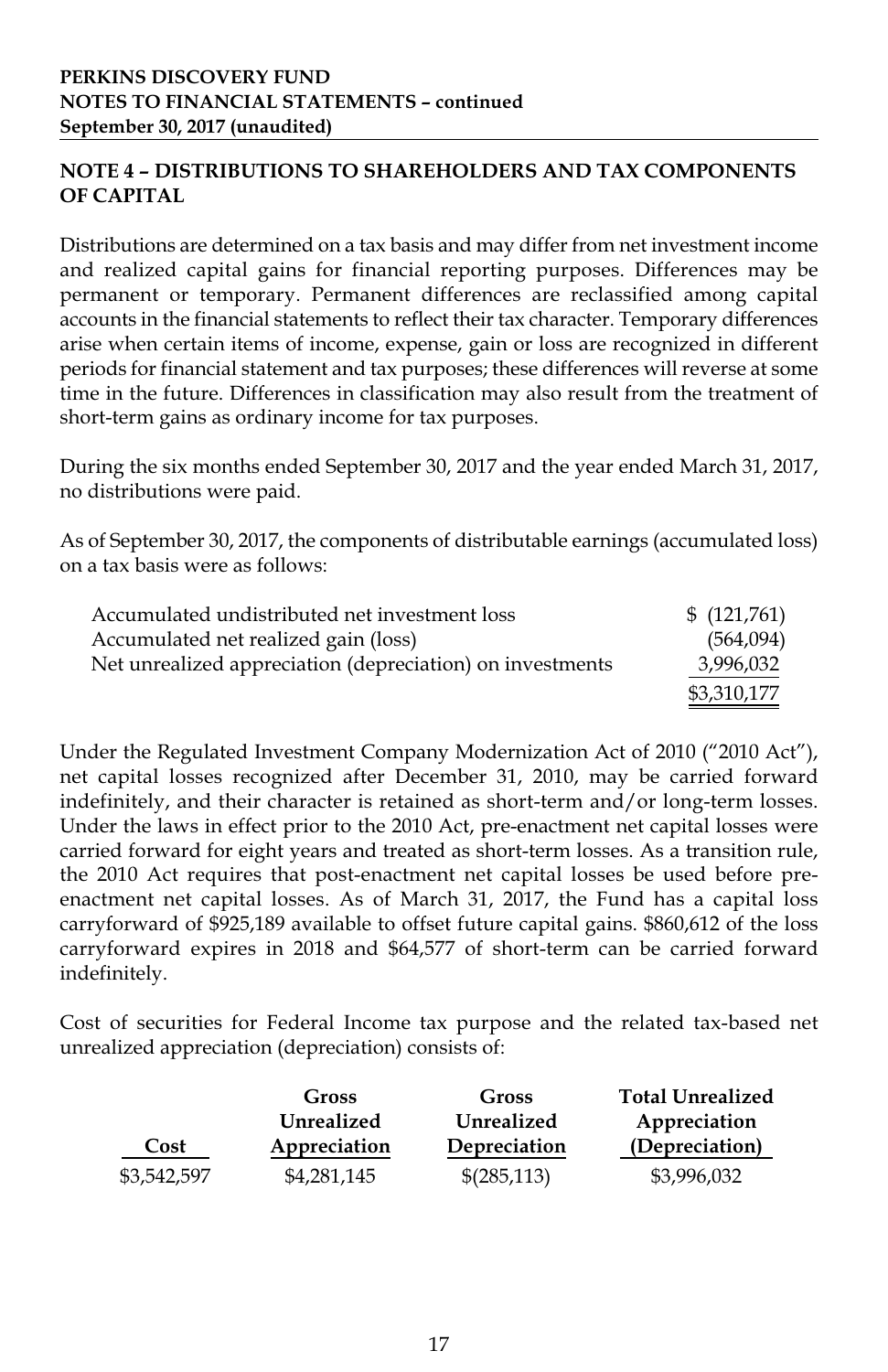## NOTE 4 – DISTRIBUTIONS TO SHAREHOLDERS AND TAX COMPONENTS OF CAPITAL

Distributions are determined on a tax basis and may differ from net investment income and realized capital gains for financial reporting purposes. Differences may be permanent or temporary. Permanent differences are reclassified among capital accounts in the financial statements to reflect their tax character. Temporary differences arise when certain items of income, expense, gain or loss are recognized in different periods for financial statement and tax purposes; these differences will reverse at some time in the future. Differences in classification may also result from the treatment of short-term gains as ordinary income for tax purposes.

During the six months ended September 30, 2017 and the year ended March 31, 2017, no distributions were paid.

As of September 30, 2017, the components of distributable earnings (accumulated loss) on a tax basis were as follows:

| | |
|---|---|
| Accumulated undistributed net investment loss | $ (121,761) |
| Accumulated net realized gain (loss) | (564,094) |
| Net unrealized appreciation (depreciation) on investments | 3,996,032 |
| | $3,310,177 |

Under the Regulated Investment Company Modernization Act of 2010 ("2010 Act"), net capital losses recognized after December 31, 2010, may be carried forward indefinitely, and their character is retained as short-term and/or long-term losses. Under the laws in effect prior to the 2010 Act, pre-enactment net capital losses were carried forward for eight years and treated as short-term losses. As a transition rule, the 2010 Act requires that post-enactment net capital losses be used before pre-enactment net capital losses. As of March 31, 2017, the Fund has a capital loss carryforward of $925,189 available to offset future capital gains. $860,612 of the loss carryforward expires in 2018 and $64,577 of short-term can be carried forward indefinitely.

Cost of securities for Federal Income tax purpose and the related tax-based net unrealized appreciation (depreciation) consists of:

| Cost | Gross Unrealized Appreciation | Gross Unrealized Depreciation | Total Unrealized Appreciation (Depreciation) |
|---|---|---|---|
| $3,542,597 | $4,281,145 | $(285,113) | $3,996,032 |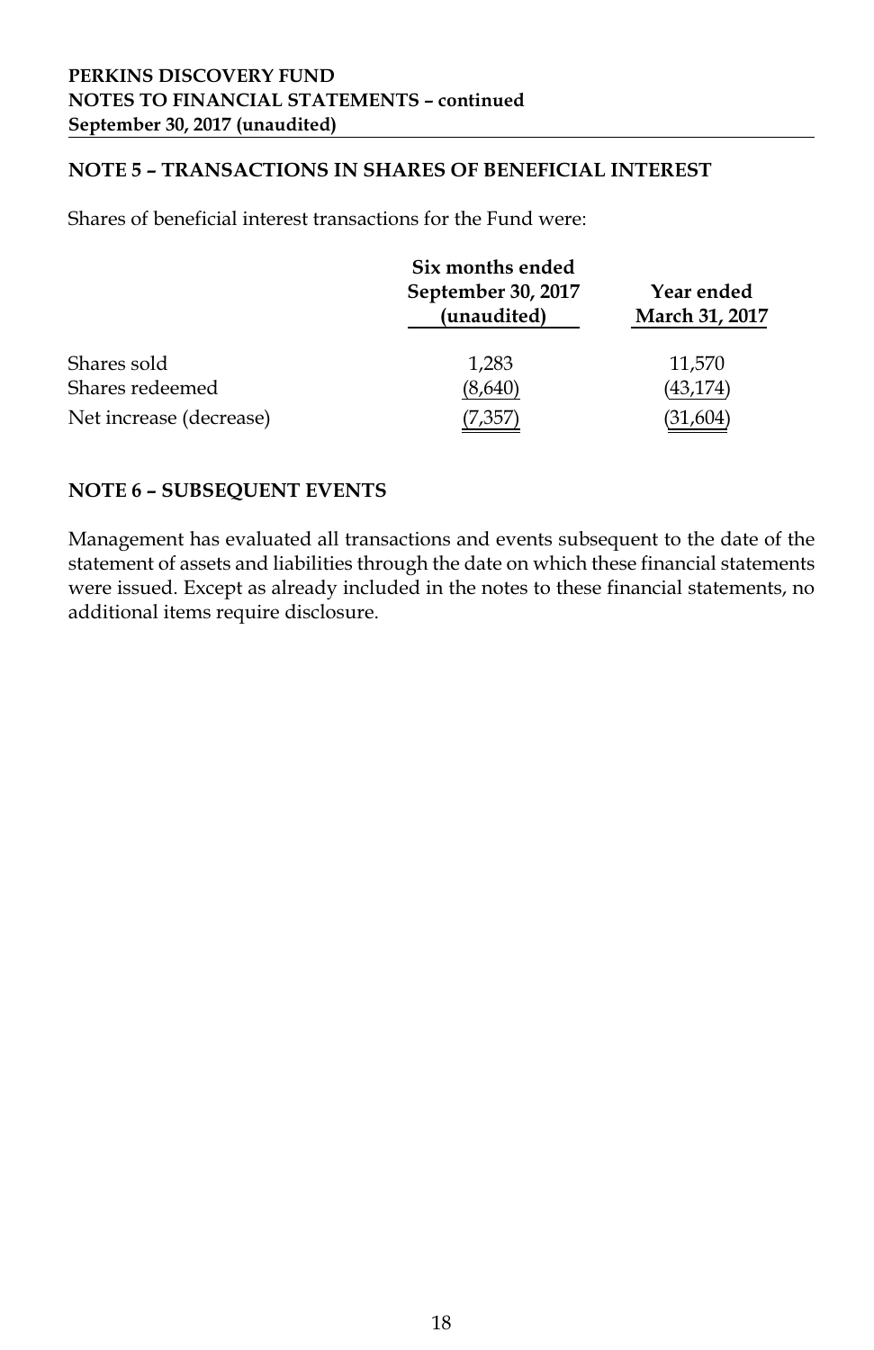## NOTE 5 – TRANSACTIONS IN SHARES OF BENEFICIAL INTEREST

Shares of beneficial interest transactions for the Fund were:

| | Six months ended September 30, 2017 (unaudited) | Year ended March 31, 2017 |
|---|---|---|
| Shares sold | 1,283 | 11,570 |
| Shares redeemed | (8,640) | (43,174) |
| Net increase (decrease) | (7,357) | (31,604) |

## NOTE 6 – SUBSEQUENT EVENTS

Management has evaluated all transactions and events subsequent to the date of the statement of assets and liabilities through the date on which these financial statements were issued. Except as already included in the notes to these financial statements, no additional items require disclosure.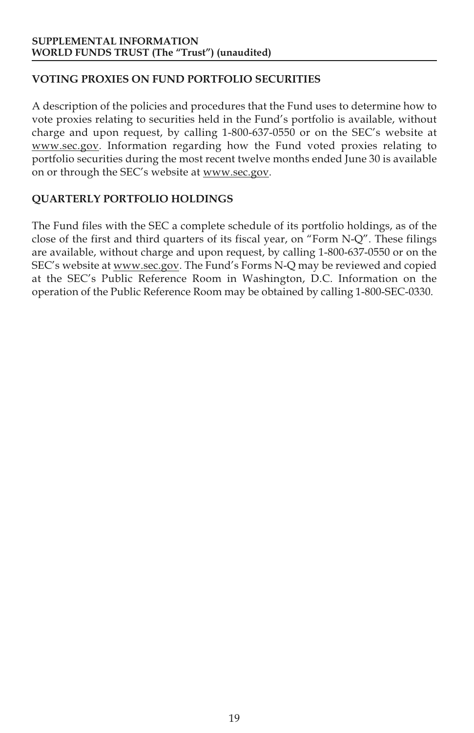**SUPPLEMENTAL INFORMATION**
**WORLD FUNDS TRUST (The "Trust") (unaudited)**

## VOTING PROXIES ON FUND PORTFOLIO SECURITIES

A description of the policies and procedures that the Fund uses to determine how to vote proxies relating to securities held in the Fund's portfolio is available, without charge and upon request, by calling 1-800-637-0550 or on the SEC's website at www.sec.gov. Information regarding how the Fund voted proxies relating to portfolio securities during the most recent twelve months ended June 30 is available on or through the SEC's website at www.sec.gov.

## QUARTERLY PORTFOLIO HOLDINGS

The Fund files with the SEC a complete schedule of its portfolio holdings, as of the close of the first and third quarters of its fiscal year, on "Form N-Q". These filings are available, without charge and upon request, by calling 1-800-637-0550 or on the SEC's website at www.sec.gov. The Fund's Forms N-Q may be reviewed and copied at the SEC's Public Reference Room in Washington, D.C. Information on the operation of the Public Reference Room may be obtained by calling 1-800-SEC-0330.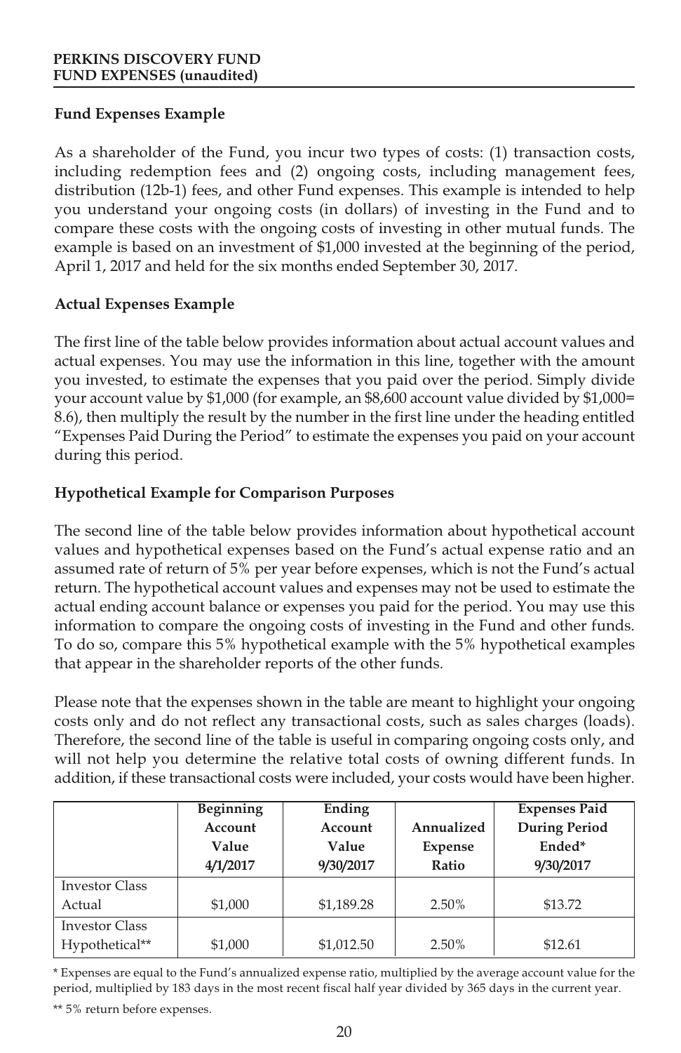**PERKINS DISCOVERY FUND**
**FUND EXPENSES (unaudited)**

### Fund Expenses Example

As a shareholder of the Fund, you incur two types of costs: (1) transaction costs, including redemption fees and (2) ongoing costs, including management fees, distribution (12b-1) fees, and other Fund expenses. This example is intended to help you understand your ongoing costs (in dollars) of investing in the Fund and to compare these costs with the ongoing costs of investing in other mutual funds. The example is based on an investment of $1,000 invested at the beginning of the period, April 1, 2017 and held for the six months ended September 30, 2017.

### Actual Expenses Example

The first line of the table below provides information about actual account values and actual expenses. You may use the information in this line, together with the amount you invested, to estimate the expenses that you paid over the period. Simply divide your account value by $1,000 (for example, an $8,600 account value divided by $1,000= 8.6), then multiply the result by the number in the first line under the heading entitled "Expenses Paid During the Period" to estimate the expenses you paid on your account during this period.

### Hypothetical Example for Comparison Purposes

The second line of the table below provides information about hypothetical account values and hypothetical expenses based on the Fund's actual expense ratio and an assumed rate of return of 5% per year before expenses, which is not the Fund's actual return. The hypothetical account values and expenses may not be used to estimate the actual ending account balance or expenses you paid for the period. You may use this information to compare the ongoing costs of investing in the Fund and other funds. To do so, compare this 5% hypothetical example with the 5% hypothetical examples that appear in the shareholder reports of the other funds.

Please note that the expenses shown in the table are meant to highlight your ongoing costs only and do not reflect any transactional costs, such as sales charges (loads). Therefore, the second line of the table is useful in comparing ongoing costs only, and will not help you determine the relative total costs of owning different funds. In addition, if these transactional costs were included, your costs would have been higher.

| | Beginning Account Value 4/1/2017 | Ending Account Value 9/30/2017 | Annualized Expense Ratio | Expenses Paid During Period Ended* 9/30/2017 |
|---|---|---|---|---|
| Investor Class Actual | $1,000 | $1,189.28 | 2.50% | $13.72 |
| Investor Class Hypothetical** | $1,000 | $1,012.50 | 2.50% | $12.61 |

* Expenses are equal to the Fund's annualized expense ratio, multiplied by the average account value for the period, multiplied by 183 days in the most recent fiscal half year divided by 365 days in the current year.

** 5% return before expenses.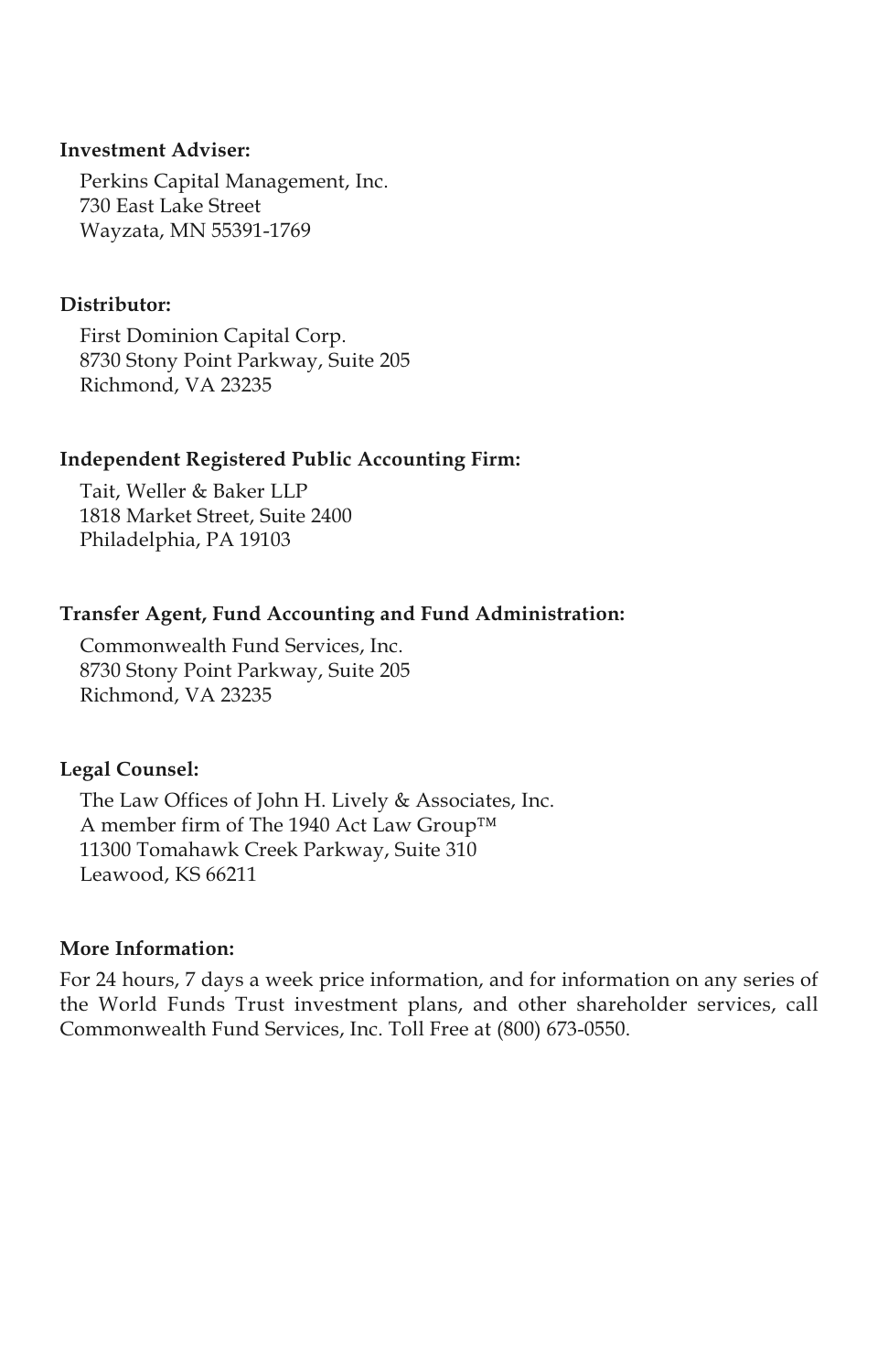**Investment Adviser:**

Perkins Capital Management, Inc.
730 East Lake Street
Wayzata, MN 55391-1769

**Distributor:**

First Dominion Capital Corp.
8730 Stony Point Parkway, Suite 205
Richmond, VA 23235

**Independent Registered Public Accounting Firm:**

Tait, Weller & Baker LLP
1818 Market Street, Suite 2400
Philadelphia, PA 19103

**Transfer Agent, Fund Accounting and Fund Administration:**

Commonwealth Fund Services, Inc.
8730 Stony Point Parkway, Suite 205
Richmond, VA 23235

**Legal Counsel:**

The Law Offices of John H. Lively & Associates, Inc.
A member firm of The 1940 Act Law Group™
11300 Tomahawk Creek Parkway, Suite 310
Leawood, KS 66211

**More Information:**

For 24 hours, 7 days a week price information, and for information on any series of the World Funds Trust investment plans, and other shareholder services, call Commonwealth Fund Services, Inc. Toll Free at (800) 673-0550.